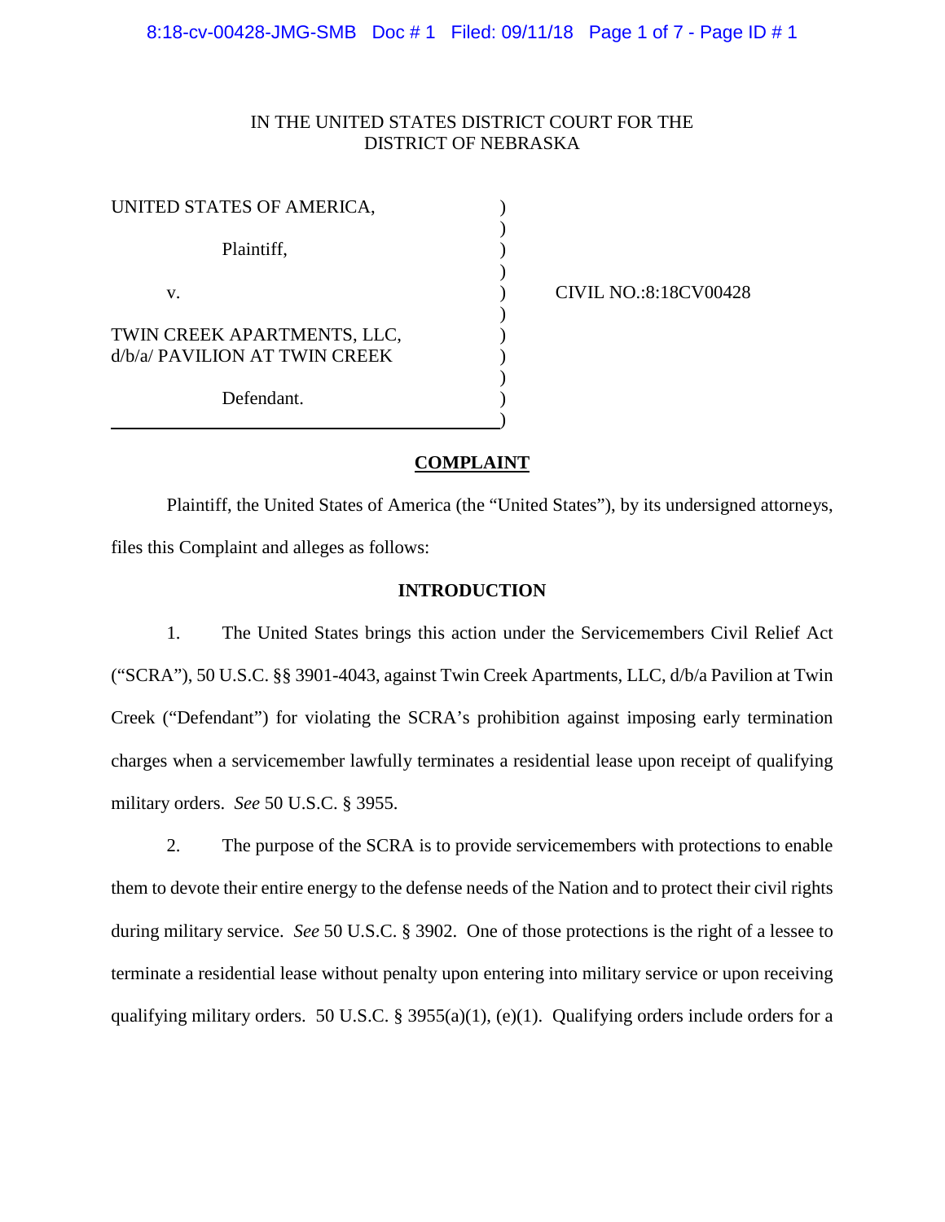IN THE UNITED STATES DISTRICT COURT FOR THE
DISTRICT OF NEBRASKA

| | | |
|---|---|---|
| UNITED STATES OF AMERICA, Plaintiff, | ) | |
| v. | ) | CIVIL NO.:8:18CV00428 |
| TWIN CREEK APARTMENTS, LLC, d/b/a/ PAVILION AT TWIN CREEK Defendant. | ) | |

## COMPLAINT

Plaintiff, the United States of America (the "United States"), by its undersigned attorneys, files this Complaint and alleges as follows:

### INTRODUCTION

1. The United States brings this action under the Servicemembers Civil Relief Act ("SCRA"), 50 U.S.C. §§ 3901-4043, against Twin Creek Apartments, LLC, d/b/a Pavilion at Twin Creek ("Defendant") for violating the SCRA's prohibition against imposing early termination charges when a servicemember lawfully terminates a residential lease upon receipt of qualifying military orders. *See* 50 U.S.C. § 3955.

2. The purpose of the SCRA is to provide servicemembers with protections to enable them to devote their entire energy to the defense needs of the Nation and to protect their civil rights during military service. *See* 50 U.S.C. § 3902. One of those protections is the right of a lessee to terminate a residential lease without penalty upon entering into military service or upon receiving qualifying military orders. 50 U.S.C. § 3955(a)(1), (e)(1). Qualifying orders include orders for a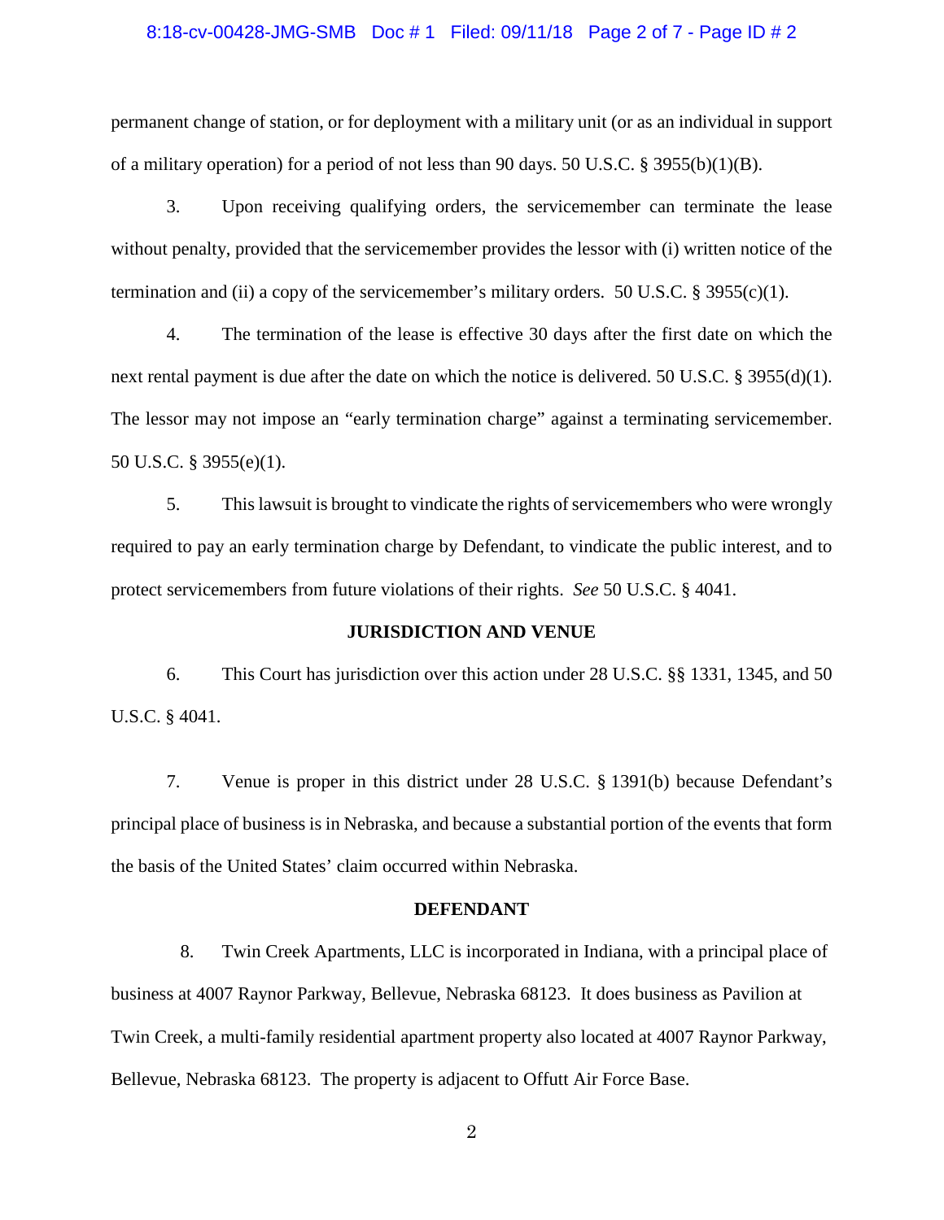permanent change of station, or for deployment with a military unit (or as an individual in support of a military operation) for a period of not less than 90 days. 50 U.S.C. § 3955(b)(1)(B).

3. Upon receiving qualifying orders, the servicemember can terminate the lease without penalty, provided that the servicemember provides the lessor with (i) written notice of the termination and (ii) a copy of the servicemember's military orders. 50 U.S.C. § 3955(c)(1).

4. The termination of the lease is effective 30 days after the first date on which the next rental payment is due after the date on which the notice is delivered. 50 U.S.C. § 3955(d)(1). The lessor may not impose an "early termination charge" against a terminating servicemember. 50 U.S.C. § 3955(e)(1).

5. This lawsuit is brought to vindicate the rights of servicemembers who were wrongly required to pay an early termination charge by Defendant, to vindicate the public interest, and to protect servicemembers from future violations of their rights. *See* 50 U.S.C. § 4041.

## JURISDICTION AND VENUE

6. This Court has jurisdiction over this action under 28 U.S.C. §§ 1331, 1345, and 50 U.S.C. § 4041.

7. Venue is proper in this district under 28 U.S.C. § 1391(b) because Defendant's principal place of business is in Nebraska, and because a substantial portion of the events that form the basis of the United States' claim occurred within Nebraska.

## DEFENDANT

8. Twin Creek Apartments, LLC is incorporated in Indiana, with a principal place of business at 4007 Raynor Parkway, Bellevue, Nebraska 68123. It does business as Pavilion at Twin Creek, a multi-family residential apartment property also located at 4007 Raynor Parkway, Bellevue, Nebraska 68123. The property is adjacent to Offutt Air Force Base.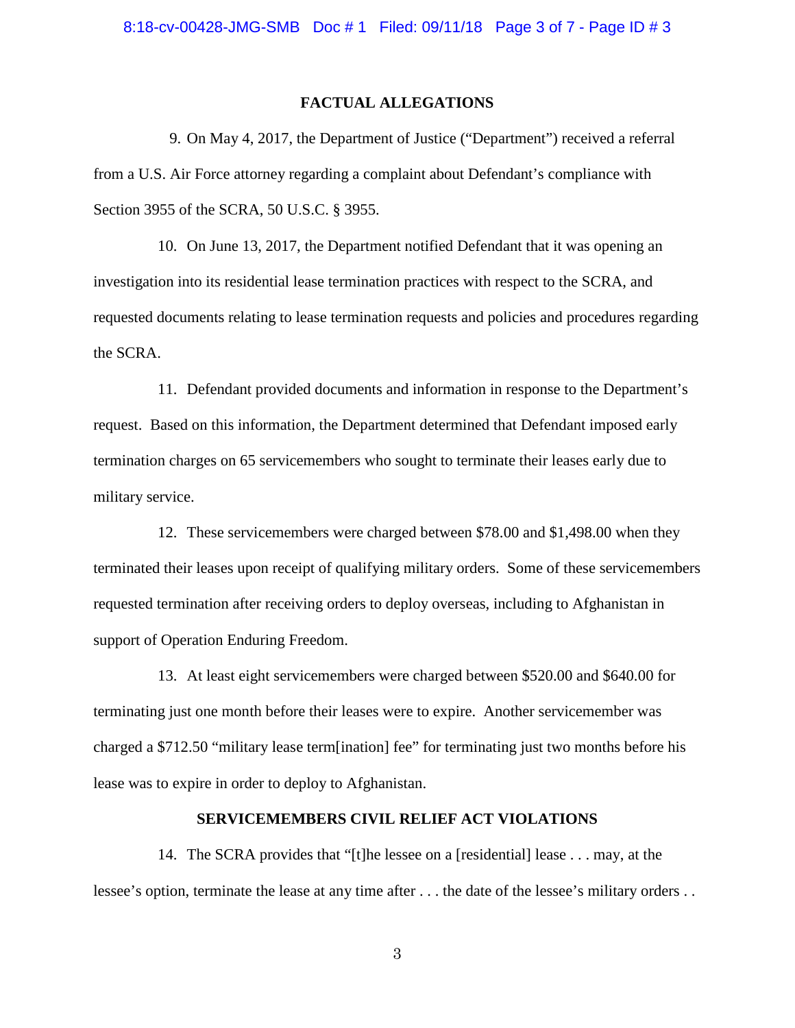## FACTUAL ALLEGATIONS

9. On May 4, 2017, the Department of Justice ("Department") received a referral from a U.S. Air Force attorney regarding a complaint about Defendant's compliance with Section 3955 of the SCRA, 50 U.S.C. § 3955.

10. On June 13, 2017, the Department notified Defendant that it was opening an investigation into its residential lease termination practices with respect to the SCRA, and requested documents relating to lease termination requests and policies and procedures regarding the SCRA.

11. Defendant provided documents and information in response to the Department's request. Based on this information, the Department determined that Defendant imposed early termination charges on 65 servicemembers who sought to terminate their leases early due to military service.

12. These servicemembers were charged between $78.00 and $1,498.00 when they terminated their leases upon receipt of qualifying military orders. Some of these servicemembers requested termination after receiving orders to deploy overseas, including to Afghanistan in support of Operation Enduring Freedom.

13. At least eight servicemembers were charged between $520.00 and $640.00 for terminating just one month before their leases were to expire. Another servicemember was charged a $712.50 "military lease term[ination] fee" for terminating just two months before his lease was to expire in order to deploy to Afghanistan.

## SERVICEMEMBERS CIVIL RELIEF ACT VIOLATIONS

14. The SCRA provides that "[t]he lessee on a [residential] lease . . . may, at the lessee's option, terminate the lease at any time after . . . the date of the lessee's military orders . .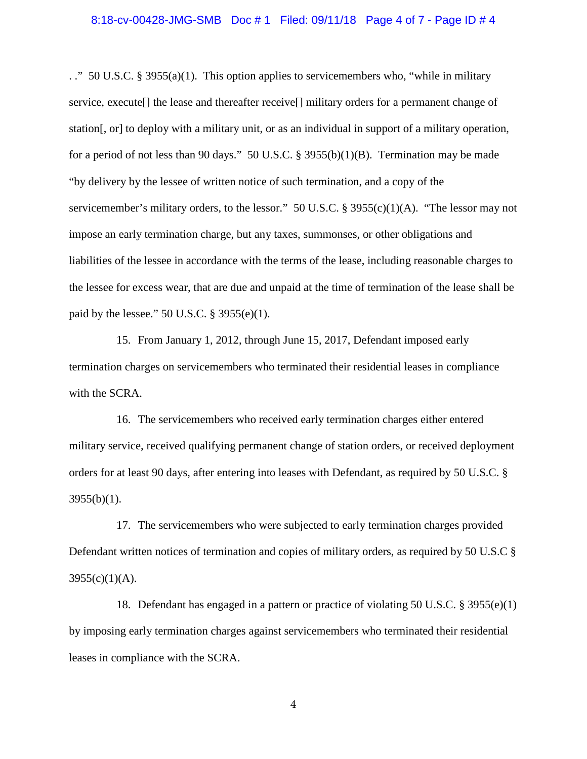. ." 50 U.S.C. § 3955(a)(1). This option applies to servicemembers who, "while in military service, execute[] the lease and thereafter receive[] military orders for a permanent change of station[, or] to deploy with a military unit, or as an individual in support of a military operation, for a period of not less than 90 days." 50 U.S.C. § 3955(b)(1)(B). Termination may be made "by delivery by the lessee of written notice of such termination, and a copy of the servicemember's military orders, to the lessor." 50 U.S.C. § 3955(c)(1)(A). "The lessor may not impose an early termination charge, but any taxes, summonses, or other obligations and liabilities of the lessee in accordance with the terms of the lease, including reasonable charges to the lessee for excess wear, that are due and unpaid at the time of termination of the lease shall be paid by the lessee." 50 U.S.C. § 3955(e)(1).

15. From January 1, 2012, through June 15, 2017, Defendant imposed early termination charges on servicemembers who terminated their residential leases in compliance with the SCRA.

16. The servicemembers who received early termination charges either entered military service, received qualifying permanent change of station orders, or received deployment orders for at least 90 days, after entering into leases with Defendant, as required by 50 U.S.C. § 3955(b)(1).

17. The servicemembers who were subjected to early termination charges provided Defendant written notices of termination and copies of military orders, as required by 50 U.S.C § 3955(c)(1)(A).

18. Defendant has engaged in a pattern or practice of violating 50 U.S.C. § 3955(e)(1) by imposing early termination charges against servicemembers who terminated their residential leases in compliance with the SCRA.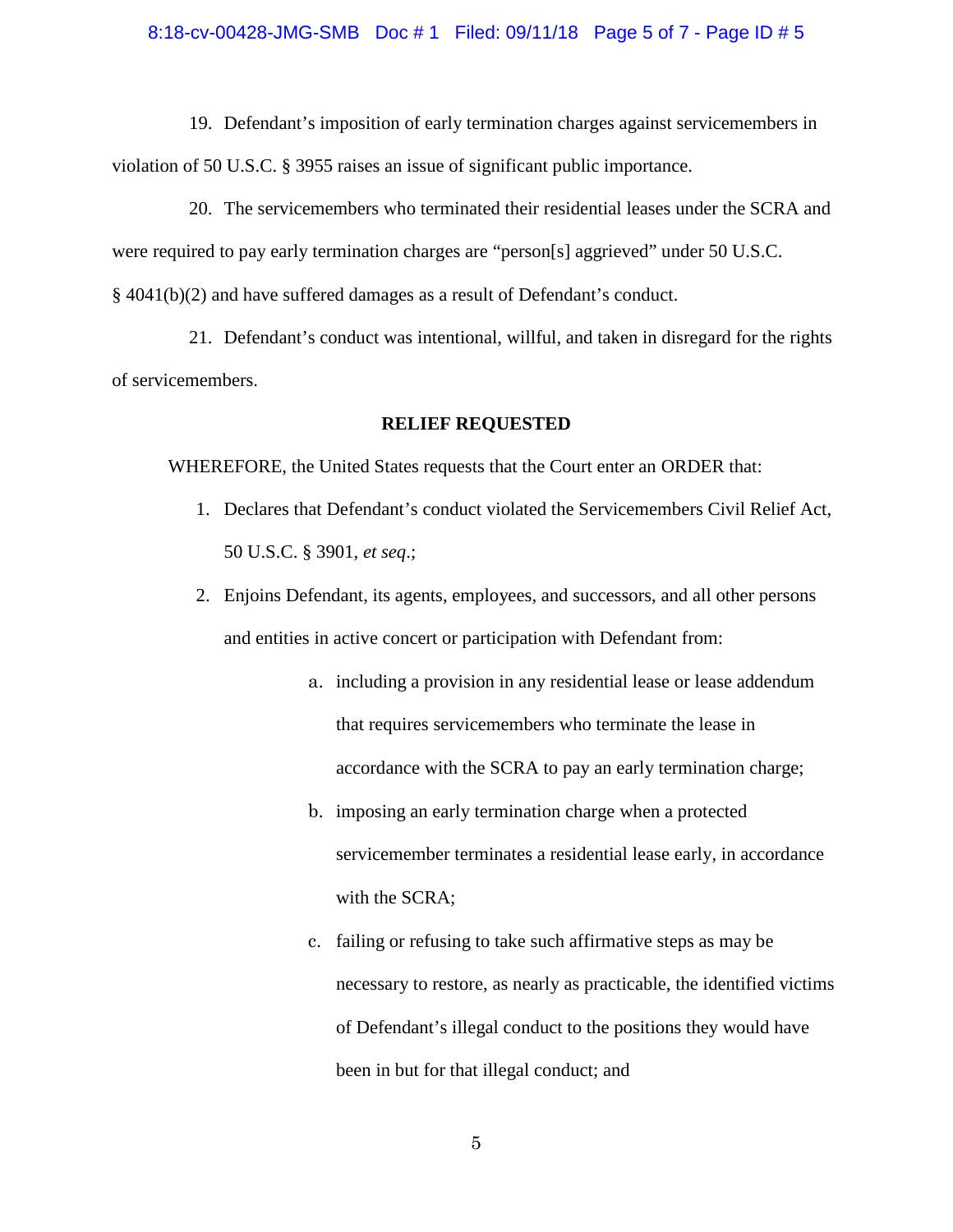19. Defendant's imposition of early termination charges against servicemembers in violation of 50 U.S.C. § 3955 raises an issue of significant public importance.

20. The servicemembers who terminated their residential leases under the SCRA and were required to pay early termination charges are "person[s] aggrieved" under 50 U.S.C. § 4041(b)(2) and have suffered damages as a result of Defendant's conduct.

21. Defendant's conduct was intentional, willful, and taken in disregard for the rights of servicemembers.

**RELIEF REQUESTED**

WHEREFORE, the United States requests that the Court enter an ORDER that:

1. Declares that Defendant's conduct violated the Servicemembers Civil Relief Act, 50 U.S.C. § 3901, *et seq*.;
2. Enjoins Defendant, its agents, employees, and successors, and all other persons and entities in active concert or participation with Defendant from:
    a. including a provision in any residential lease or lease addendum that requires servicemembers who terminate the lease in accordance with the SCRA to pay an early termination charge;
    b. imposing an early termination charge when a protected servicemember terminates a residential lease early, in accordance with the SCRA;
    c. failing or refusing to take such affirmative steps as may be necessary to restore, as nearly as practicable, the identified victims of Defendant's illegal conduct to the positions they would have been in but for that illegal conduct; and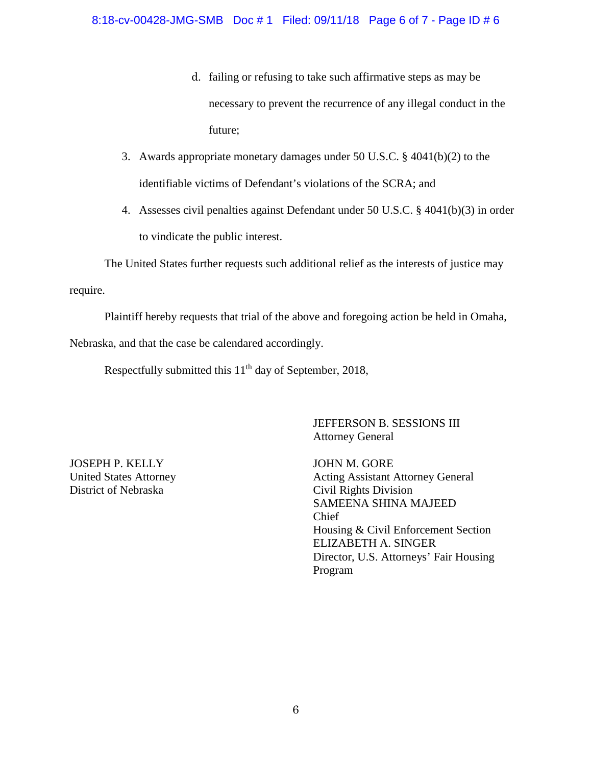d. failing or refusing to take such affirmative steps as may be necessary to prevent the recurrence of any illegal conduct in the future;

3. Awards appropriate monetary damages under 50 U.S.C. § 4041(b)(2) to the identifiable victims of Defendant's violations of the SCRA; and

4. Assesses civil penalties against Defendant under 50 U.S.C. § 4041(b)(3) in order to vindicate the public interest.

The United States further requests such additional relief as the interests of justice may require.

Plaintiff hereby requests that trial of the above and foregoing action be held in Omaha, Nebraska, and that the case be calendared accordingly.

Respectfully submitted this 11th day of September, 2018,

JEFFERSON B. SESSIONS III
Attorney General

JOSEPH P. KELLY
United States Attorney
District of Nebraska

JOHN M. GORE
Acting Assistant Attorney General
Civil Rights Division
SAMEENA SHINA MAJEED
Chief
Housing & Civil Enforcement Section
ELIZABETH A. SINGER
Director, U.S. Attorneys' Fair Housing Program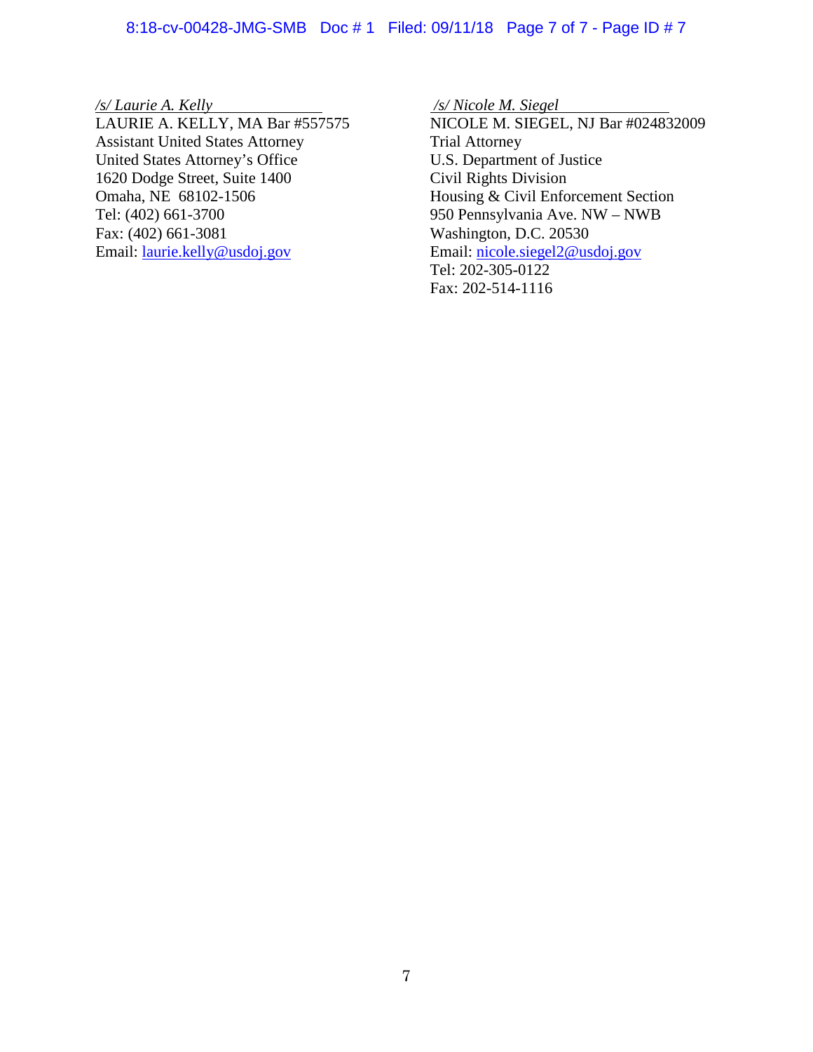*/s/ Laurie A. Kelly*
LAURIE A. KELLY, MA Bar #557575
Assistant United States Attorney
United States Attorney's Office
1620 Dodge Street, Suite 1400
Omaha, NE 68102-1506
Tel: (402) 661-3700
Fax: (402) 661-3081
Email: laurie.kelly@usdoj.gov

*/s/ Nicole M. Siegel*
NICOLE M. SIEGEL, NJ Bar #024832009
Trial Attorney
U.S. Department of Justice
Civil Rights Division
Housing & Civil Enforcement Section
950 Pennsylvania Ave. NW – NWB
Washington, D.C. 20530
Email: nicole.siegel2@usdoj.gov
Tel: 202-305-0122
Fax: 202-514-1116